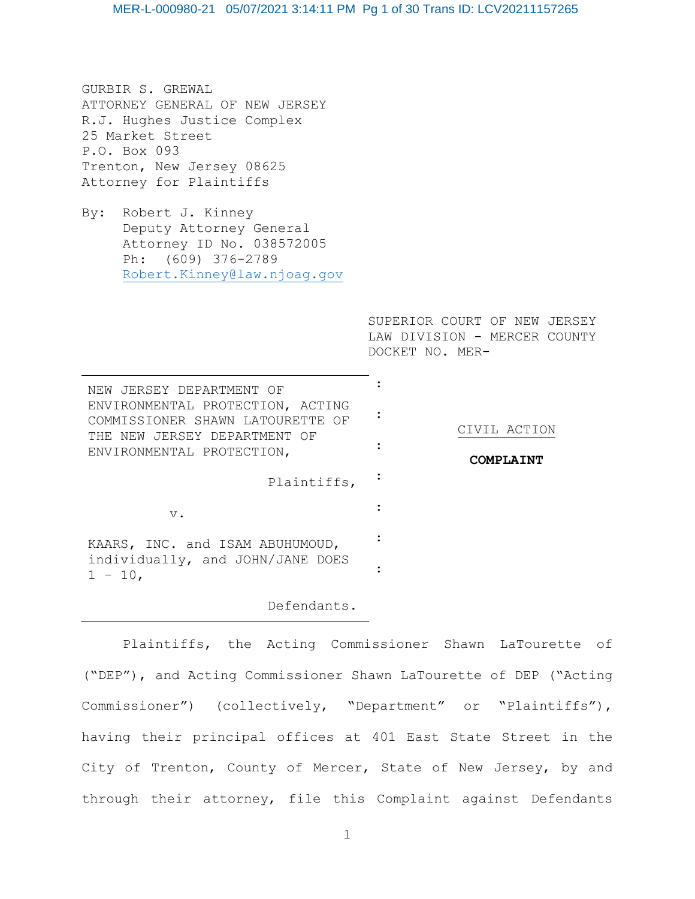GURBIR S. GREWAL
ATTORNEY GENERAL OF NEW JERSEY
R.J. Hughes Justice Complex
25 Market Street
P.O. Box 093
Trenton, New Jersey 08625
Attorney for Plaintiffs

By: Robert J. Kinney
Deputy Attorney General
Attorney ID No. 038572005
Ph: (609) 376-2789
Robert.Kinney@law.njoag.gov

SUPERIOR COURT OF NEW JERSEY
LAW DIVISION - MERCER COUNTY
DOCKET NO. MER-

NEW JERSEY DEPARTMENT OF ENVIRONMENTAL PROTECTION, ACTING COMMISSIONER SHAWN LATOURETTE OF THE NEW JERSEY DEPARTMENT OF ENVIRONMENTAL PROTECTION,

Plaintiffs,

v.

KAARS, INC. and ISAM ABUHUMOUD, individually, and JOHN/JANE DOES 1 - 10,

Defendants.

CIVIL ACTION

**COMPLAINT**

Plaintiffs, the Acting Commissioner Shawn LaTourette of ("DEP"), and Acting Commissioner Shawn LaTourette of DEP ("Acting Commissioner") (collectively, "Department" or "Plaintiffs"), having their principal offices at 401 East State Street in the City of Trenton, County of Mercer, State of New Jersey, by and through their attorney, file this Complaint against Defendants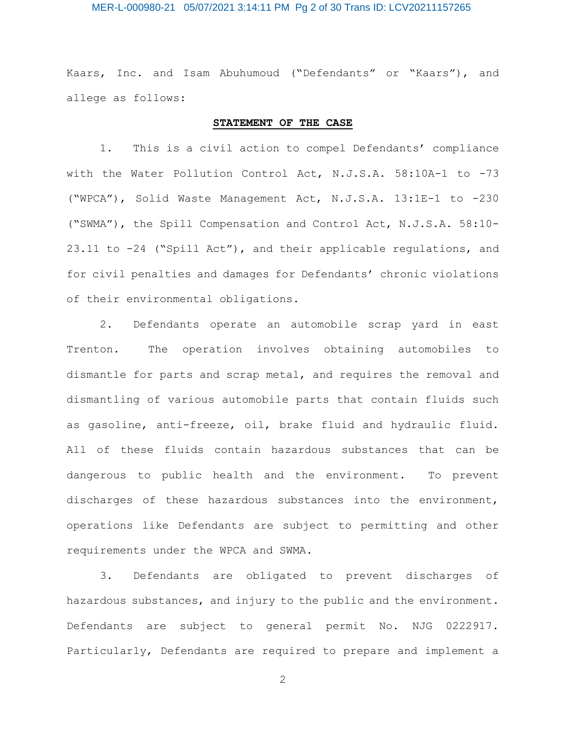Kaars, Inc. and Isam Abuhumoud ("Defendants" or "Kaars"), and allege as follows:

**STATEMENT OF THE CASE**

1. This is a civil action to compel Defendants' compliance with the Water Pollution Control Act, N.J.S.A. 58:10A-1 to -73 ("WPCA"), Solid Waste Management Act, N.J.S.A. 13:1E-1 to -230 ("SWMA"), the Spill Compensation and Control Act, N.J.S.A. 58:10-23.11 to -24 ("Spill Act"), and their applicable regulations, and for civil penalties and damages for Defendants' chronic violations of their environmental obligations.

2. Defendants operate an automobile scrap yard in east Trenton. The operation involves obtaining automobiles to dismantle for parts and scrap metal, and requires the removal and dismantling of various automobile parts that contain fluids such as gasoline, anti-freeze, oil, brake fluid and hydraulic fluid. All of these fluids contain hazardous substances that can be dangerous to public health and the environment. To prevent discharges of these hazardous substances into the environment, operations like Defendants are subject to permitting and other requirements under the WPCA and SWMA.

3. Defendants are obligated to prevent discharges of hazardous substances, and injury to the public and the environment. Defendants are subject to general permit No. NJG 0222917. Particularly, Defendants are required to prepare and implement a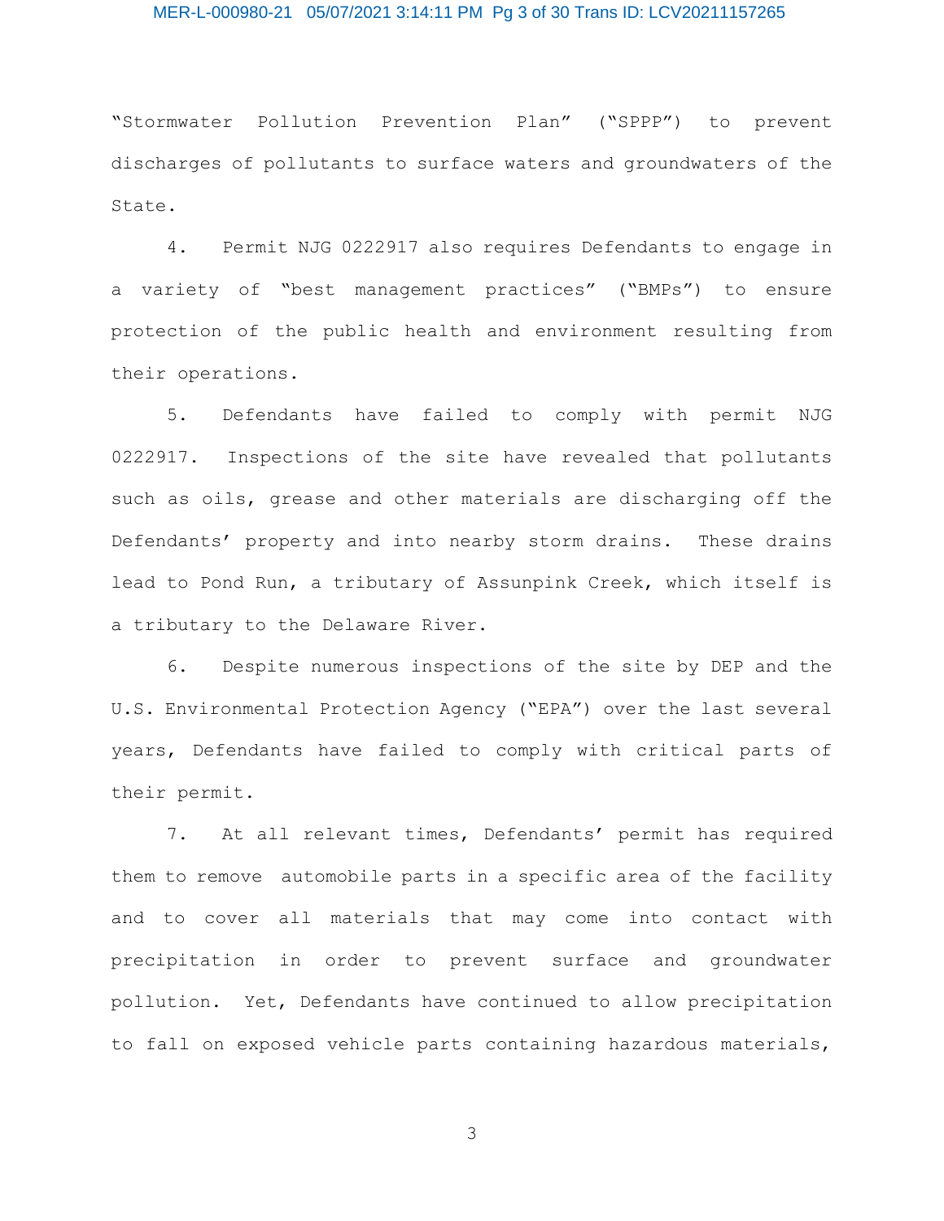"Stormwater Pollution Prevention Plan" ("SPPP") to prevent discharges of pollutants to surface waters and groundwaters of the State.

4. Permit NJG 0222917 also requires Defendants to engage in a variety of "best management practices" ("BMPs") to ensure protection of the public health and environment resulting from their operations.

5. Defendants have failed to comply with permit NJG 0222917. Inspections of the site have revealed that pollutants such as oils, grease and other materials are discharging off the Defendants' property and into nearby storm drains. These drains lead to Pond Run, a tributary of Assunpink Creek, which itself is a tributary to the Delaware River.

6. Despite numerous inspections of the site by DEP and the U.S. Environmental Protection Agency ("EPA") over the last several years, Defendants have failed to comply with critical parts of their permit.

7. At all relevant times, Defendants' permit has required them to remove automobile parts in a specific area of the facility and to cover all materials that may come into contact with precipitation in order to prevent surface and groundwater pollution. Yet, Defendants have continued to allow precipitation to fall on exposed vehicle parts containing hazardous materials,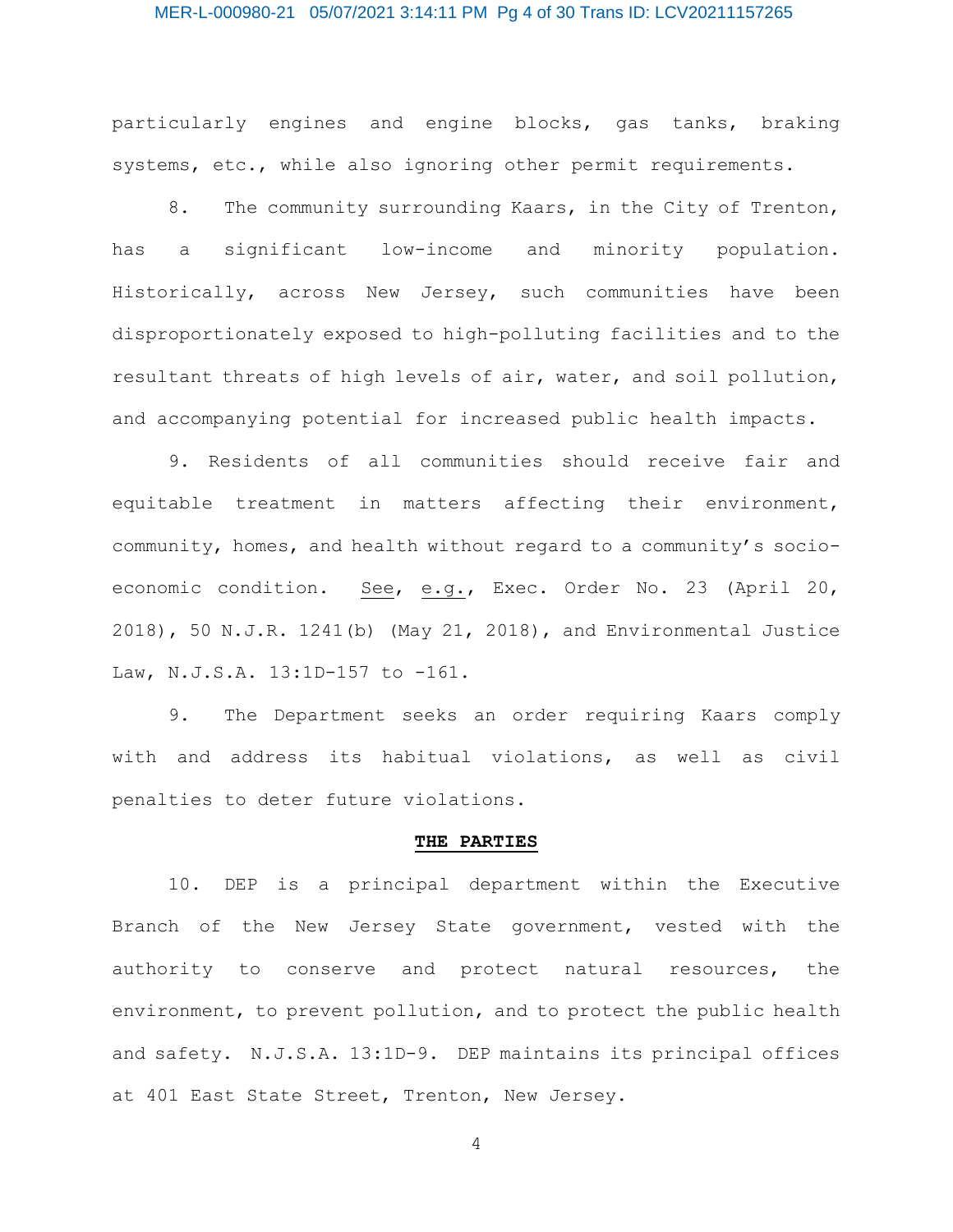particularly engines and engine blocks, gas tanks, braking systems, etc., while also ignoring other permit requirements.

8. The community surrounding Kaars, in the City of Trenton, has a significant low-income and minority population. Historically, across New Jersey, such communities have been disproportionately exposed to high-polluting facilities and to the resultant threats of high levels of air, water, and soil pollution, and accompanying potential for increased public health impacts.

9. Residents of all communities should receive fair and equitable treatment in matters affecting their environment, community, homes, and health without regard to a community's socio-economic condition. See, e.g., Exec. Order No. 23 (April 20, 2018), 50 N.J.R. 1241(b) (May 21, 2018), and Environmental Justice Law, N.J.S.A. 13:1D-157 to -161.

9. The Department seeks an order requiring Kaars comply with and address its habitual violations, as well as civil penalties to deter future violations.

## THE PARTIES

10. DEP is a principal department within the Executive Branch of the New Jersey State government, vested with the authority to conserve and protect natural resources, the environment, to prevent pollution, and to protect the public health and safety. N.J.S.A. 13:1D-9. DEP maintains its principal offices at 401 East State Street, Trenton, New Jersey.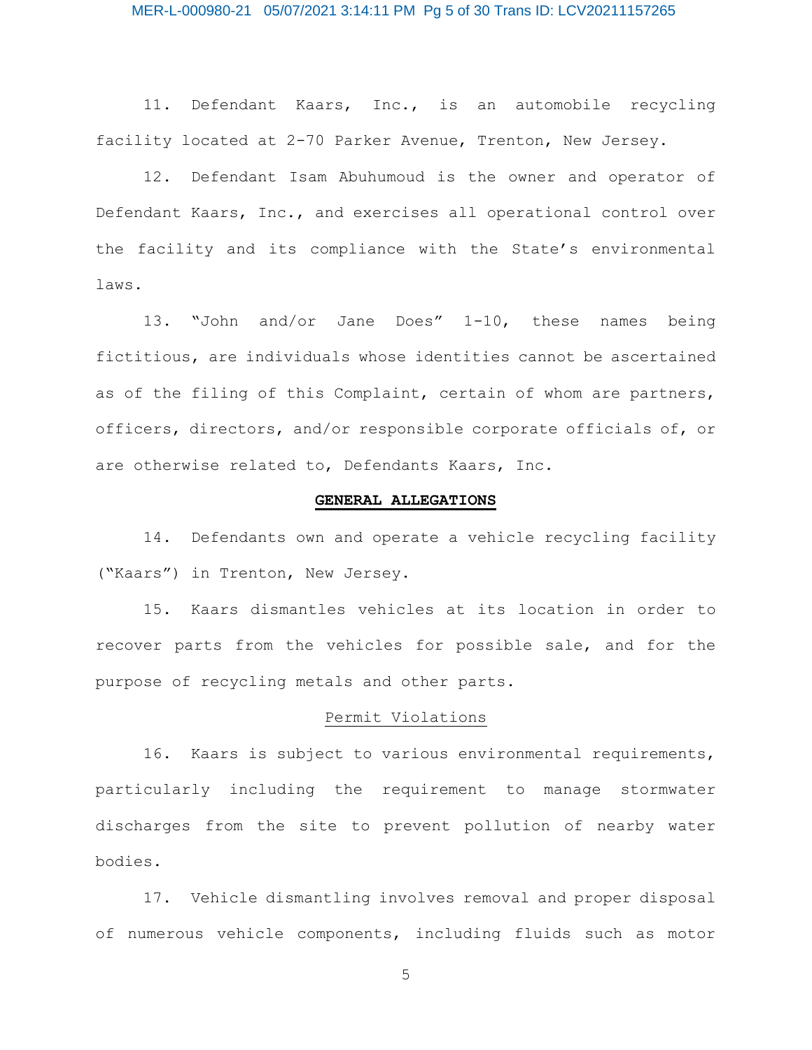11. Defendant Kaars, Inc., is an automobile recycling facility located at 2-70 Parker Avenue, Trenton, New Jersey.

12. Defendant Isam Abuhumoud is the owner and operator of Defendant Kaars, Inc., and exercises all operational control over the facility and its compliance with the State's environmental laws.

13. "John and/or Jane Does" 1-10, these names being fictitious, are individuals whose identities cannot be ascertained as of the filing of this Complaint, certain of whom are partners, officers, directors, and/or responsible corporate officials of, or are otherwise related to, Defendants Kaars, Inc.

## GENERAL ALLEGATIONS

14. Defendants own and operate a vehicle recycling facility ("Kaars") in Trenton, New Jersey.

15. Kaars dismantles vehicles at its location in order to recover parts from the vehicles for possible sale, and for the purpose of recycling metals and other parts.

### Permit Violations

16. Kaars is subject to various environmental requirements, particularly including the requirement to manage stormwater discharges from the site to prevent pollution of nearby water bodies.

17. Vehicle dismantling involves removal and proper disposal of numerous vehicle components, including fluids such as motor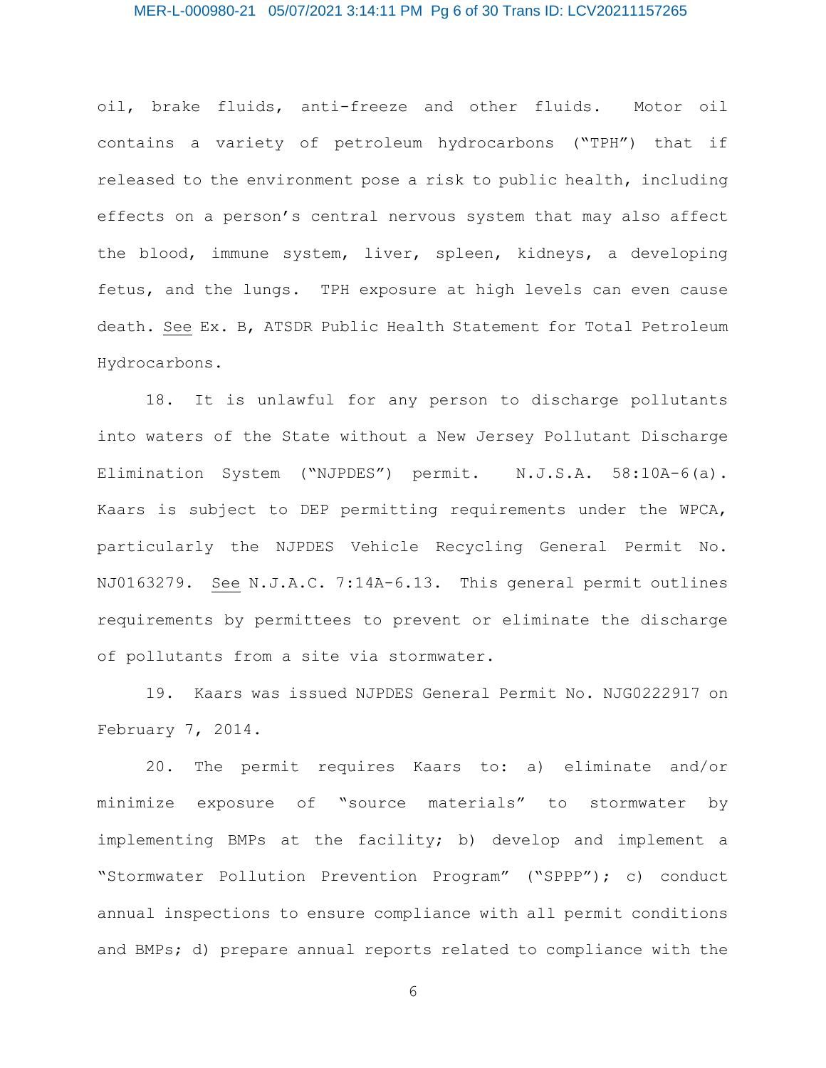oil, brake fluids, anti-freeze and other fluids. Motor oil contains a variety of petroleum hydrocarbons ("TPH") that if released to the environment pose a risk to public health, including effects on a person's central nervous system that may also affect the blood, immune system, liver, spleen, kidneys, a developing fetus, and the lungs. TPH exposure at high levels can even cause death. See Ex. B, ATSDR Public Health Statement for Total Petroleum Hydrocarbons.

18. It is unlawful for any person to discharge pollutants into waters of the State without a New Jersey Pollutant Discharge Elimination System ("NJPDES") permit. N.J.S.A. 58:10A-6(a). Kaars is subject to DEP permitting requirements under the WPCA, particularly the NJPDES Vehicle Recycling General Permit No. NJ0163279. See N.J.A.C. 7:14A-6.13. This general permit outlines requirements by permittees to prevent or eliminate the discharge of pollutants from a site via stormwater.

19. Kaars was issued NJPDES General Permit No. NJG0222917 on February 7, 2014.

20. The permit requires Kaars to: a) eliminate and/or minimize exposure of "source materials" to stormwater by implementing BMPs at the facility; b) develop and implement a "Stormwater Pollution Prevention Program" ("SPPP"); c) conduct annual inspections to ensure compliance with all permit conditions and BMPs; d) prepare annual reports related to compliance with the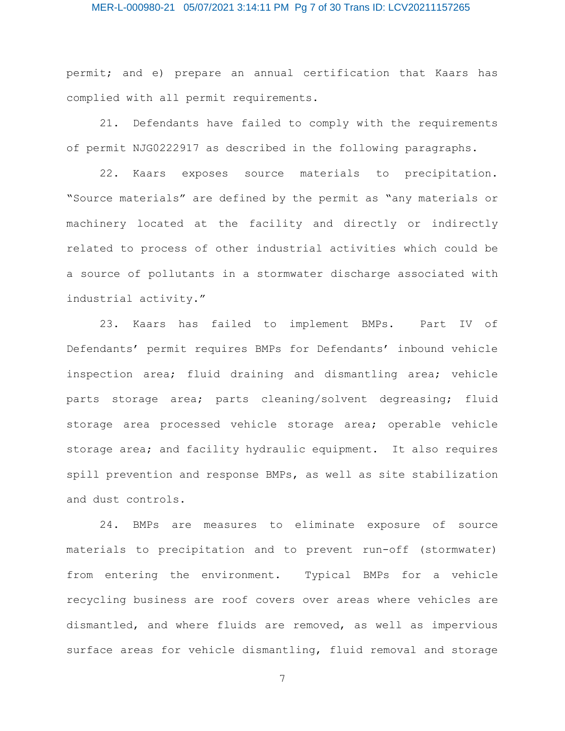permit; and e) prepare an annual certification that Kaars has complied with all permit requirements.

21. Defendants have failed to comply with the requirements of permit NJG0222917 as described in the following paragraphs.

22. Kaars exposes source materials to precipitation. "Source materials" are defined by the permit as "any materials or machinery located at the facility and directly or indirectly related to process of other industrial activities which could be a source of pollutants in a stormwater discharge associated with industrial activity."

23. Kaars has failed to implement BMPs. Part IV of Defendants' permit requires BMPs for Defendants' inbound vehicle inspection area; fluid draining and dismantling area; vehicle parts storage area; parts cleaning/solvent degreasing; fluid storage area processed vehicle storage area; operable vehicle storage area; and facility hydraulic equipment. It also requires spill prevention and response BMPs, as well as site stabilization and dust controls.

24. BMPs are measures to eliminate exposure of source materials to precipitation and to prevent run-off (stormwater) from entering the environment. Typical BMPs for a vehicle recycling business are roof covers over areas where vehicles are dismantled, and where fluids are removed, as well as impervious surface areas for vehicle dismantling, fluid removal and storage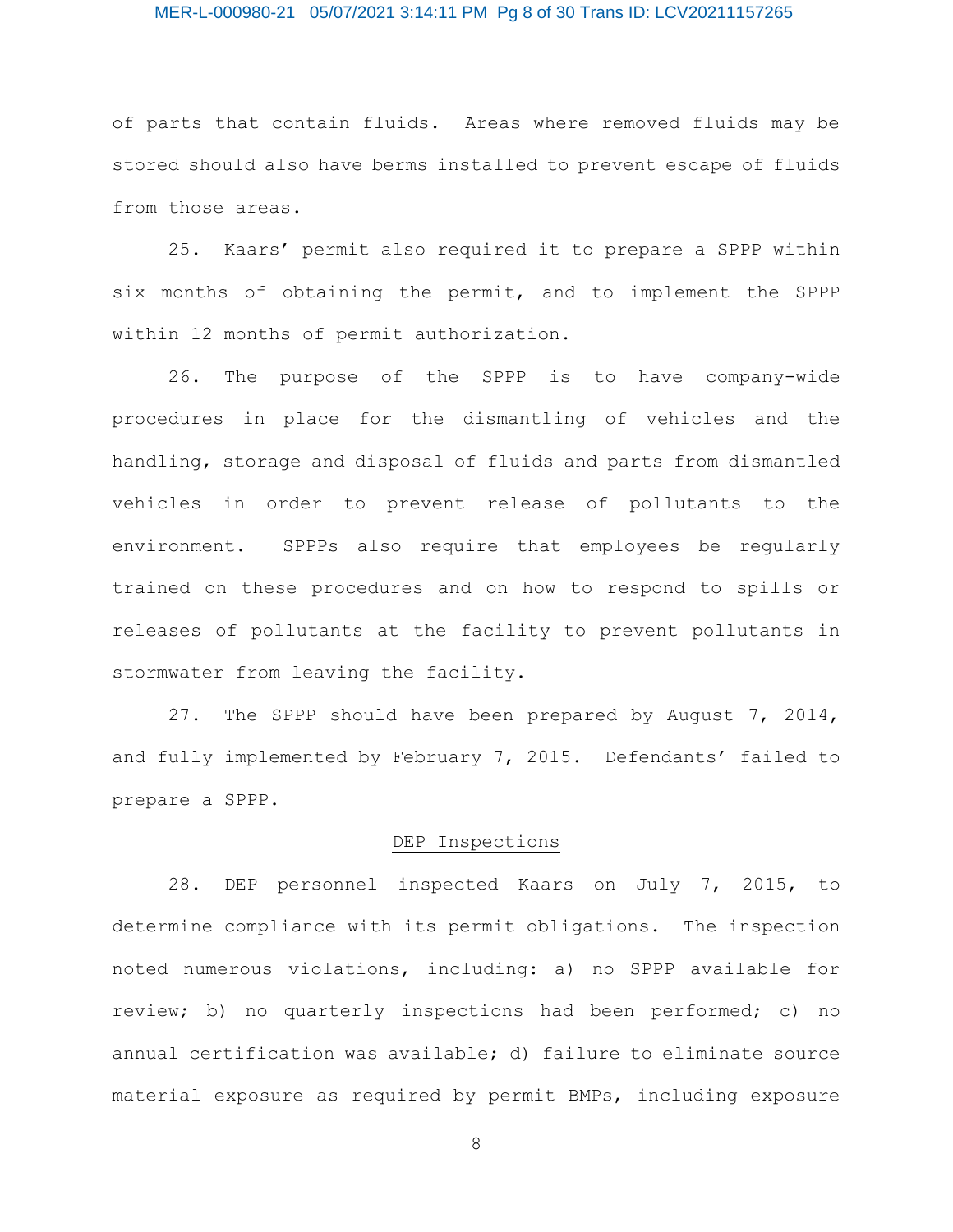of parts that contain fluids. Areas where removed fluids may be stored should also have berms installed to prevent escape of fluids from those areas.

25. Kaars' permit also required it to prepare a SPPP within six months of obtaining the permit, and to implement the SPPP within 12 months of permit authorization.

26. The purpose of the SPPP is to have company-wide procedures in place for the dismantling of vehicles and the handling, storage and disposal of fluids and parts from dismantled vehicles in order to prevent release of pollutants to the environment. SPPPs also require that employees be regularly trained on these procedures and on how to respond to spills or releases of pollutants at the facility to prevent pollutants in stormwater from leaving the facility.

27. The SPPP should have been prepared by August 7, 2014, and fully implemented by February 7, 2015. Defendants' failed to prepare a SPPP.

<u>DEP Inspections</u>

28. DEP personnel inspected Kaars on July 7, 2015, to determine compliance with its permit obligations. The inspection noted numerous violations, including: a) no SPPP available for review; b) no quarterly inspections had been performed; c) no annual certification was available; d) failure to eliminate source material exposure as required by permit BMPs, including exposure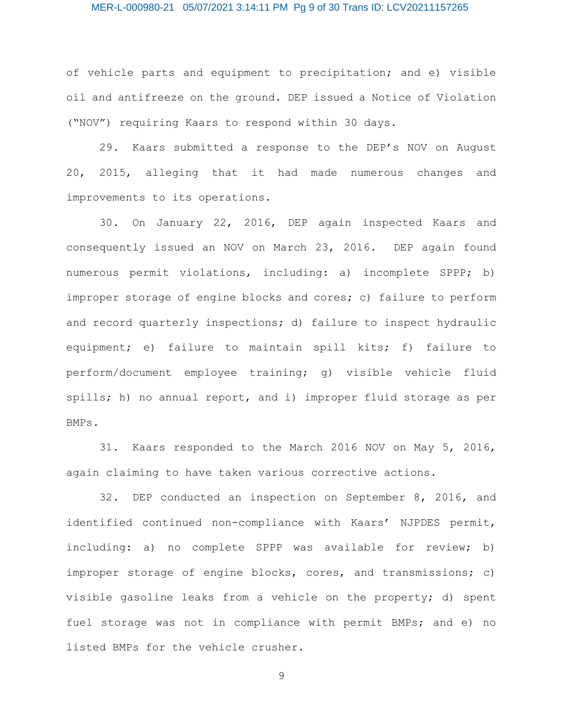of vehicle parts and equipment to precipitation; and e) visible oil and antifreeze on the ground. DEP issued a Notice of Violation ("NOV") requiring Kaars to respond within 30 days.

29. Kaars submitted a response to the DEP's NOV on August 20, 2015, alleging that it had made numerous changes and improvements to its operations.

30. On January 22, 2016, DEP again inspected Kaars and consequently issued an NOV on March 23, 2016. DEP again found numerous permit violations, including: a) incomplete SPPP; b) improper storage of engine blocks and cores; c) failure to perform and record quarterly inspections; d) failure to inspect hydraulic equipment; e) failure to maintain spill kits; f) failure to perform/document employee training; g) visible vehicle fluid spills; h) no annual report, and i) improper fluid storage as per BMPs.

31. Kaars responded to the March 2016 NOV on May 5, 2016, again claiming to have taken various corrective actions.

32. DEP conducted an inspection on September 8, 2016, and identified continued non-compliance with Kaars' NJPDES permit, including: a) no complete SPPP was available for review; b) improper storage of engine blocks, cores, and transmissions; c) visible gasoline leaks from a vehicle on the property; d) spent fuel storage was not in compliance with permit BMPs; and e) no listed BMPs for the vehicle crusher.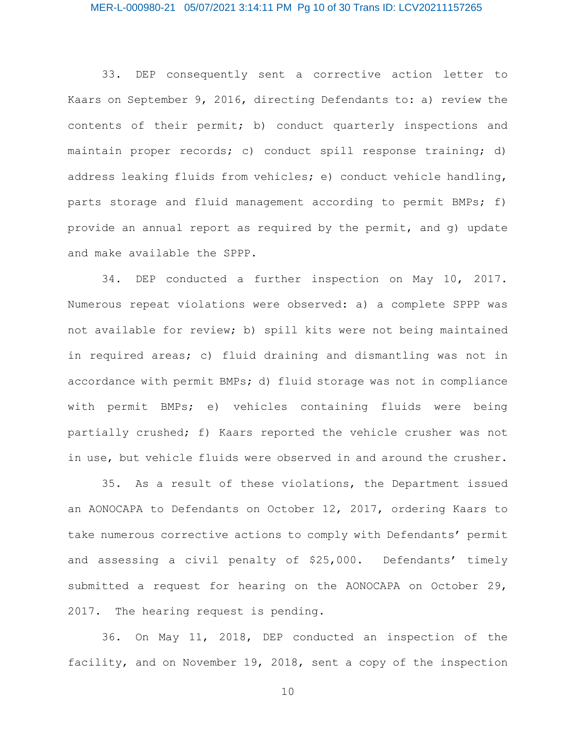33. DEP consequently sent a corrective action letter to Kaars on September 9, 2016, directing Defendants to: a) review the contents of their permit; b) conduct quarterly inspections and maintain proper records; c) conduct spill response training; d) address leaking fluids from vehicles; e) conduct vehicle handling, parts storage and fluid management according to permit BMPs; f) provide an annual report as required by the permit, and g) update and make available the SPPP.

34. DEP conducted a further inspection on May 10, 2017. Numerous repeat violations were observed: a) a complete SPPP was not available for review; b) spill kits were not being maintained in required areas; c) fluid draining and dismantling was not in accordance with permit BMPs; d) fluid storage was not in compliance with permit BMPs; e) vehicles containing fluids were being partially crushed; f) Kaars reported the vehicle crusher was not in use, but vehicle fluids were observed in and around the crusher.

35. As a result of these violations, the Department issued an AONOCAPA to Defendants on October 12, 2017, ordering Kaars to take numerous corrective actions to comply with Defendants' permit and assessing a civil penalty of $25,000. Defendants' timely submitted a request for hearing on the AONOCAPA on October 29, 2017. The hearing request is pending.

36. On May 11, 2018, DEP conducted an inspection of the facility, and on November 19, 2018, sent a copy of the inspection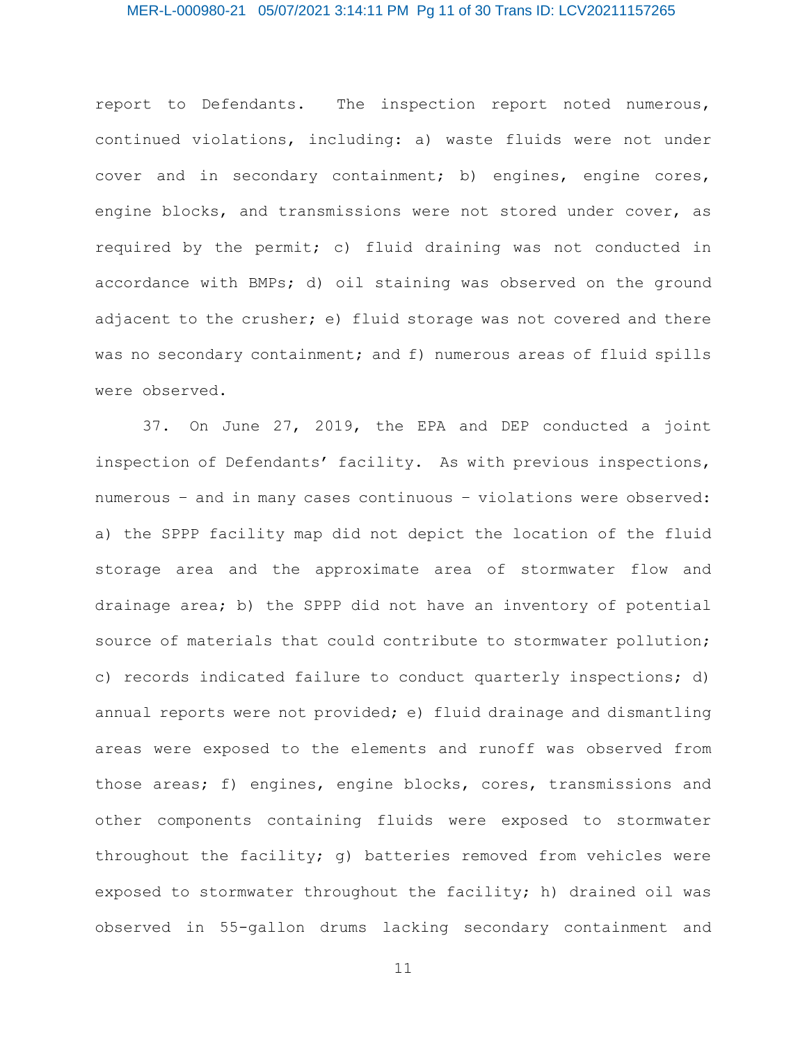report to Defendants. The inspection report noted numerous, continued violations, including: a) waste fluids were not under cover and in secondary containment; b) engines, engine cores, engine blocks, and transmissions were not stored under cover, as required by the permit; c) fluid draining was not conducted in accordance with BMPs; d) oil staining was observed on the ground adjacent to the crusher; e) fluid storage was not covered and there was no secondary containment; and f) numerous areas of fluid spills were observed.

37. On June 27, 2019, the EPA and DEP conducted a joint inspection of Defendants' facility. As with previous inspections, numerous – and in many cases continuous – violations were observed: a) the SPPP facility map did not depict the location of the fluid storage area and the approximate area of stormwater flow and drainage area; b) the SPPP did not have an inventory of potential source of materials that could contribute to stormwater pollution; c) records indicated failure to conduct quarterly inspections; d) annual reports were not provided; e) fluid drainage and dismantling areas were exposed to the elements and runoff was observed from those areas; f) engines, engine blocks, cores, transmissions and other components containing fluids were exposed to stormwater throughout the facility; g) batteries removed from vehicles were exposed to stormwater throughout the facility; h) drained oil was observed in 55-gallon drums lacking secondary containment and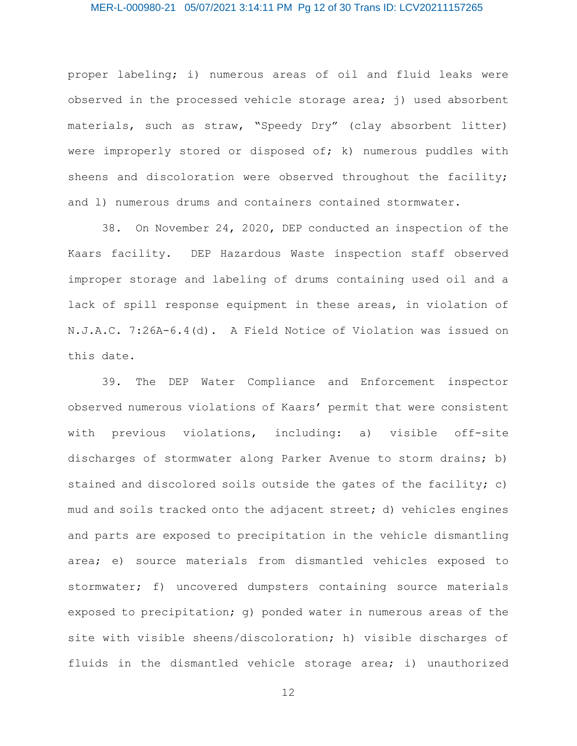proper labeling; i) numerous areas of oil and fluid leaks were observed in the processed vehicle storage area; j) used absorbent materials, such as straw, "Speedy Dry" (clay absorbent litter) were improperly stored or disposed of; k) numerous puddles with sheens and discoloration were observed throughout the facility; and l) numerous drums and containers contained stormwater.

38. On November 24, 2020, DEP conducted an inspection of the Kaars facility. DEP Hazardous Waste inspection staff observed improper storage and labeling of drums containing used oil and a lack of spill response equipment in these areas, in violation of N.J.A.C. 7:26A-6.4(d). A Field Notice of Violation was issued on this date.

39. The DEP Water Compliance and Enforcement inspector observed numerous violations of Kaars' permit that were consistent with previous violations, including: a) visible off-site discharges of stormwater along Parker Avenue to storm drains; b) stained and discolored soils outside the gates of the facility; c) mud and soils tracked onto the adjacent street; d) vehicles engines and parts are exposed to precipitation in the vehicle dismantling area; e) source materials from dismantled vehicles exposed to stormwater; f) uncovered dumpsters containing source materials exposed to precipitation; g) ponded water in numerous areas of the site with visible sheens/discoloration; h) visible discharges of fluids in the dismantled vehicle storage area; i) unauthorized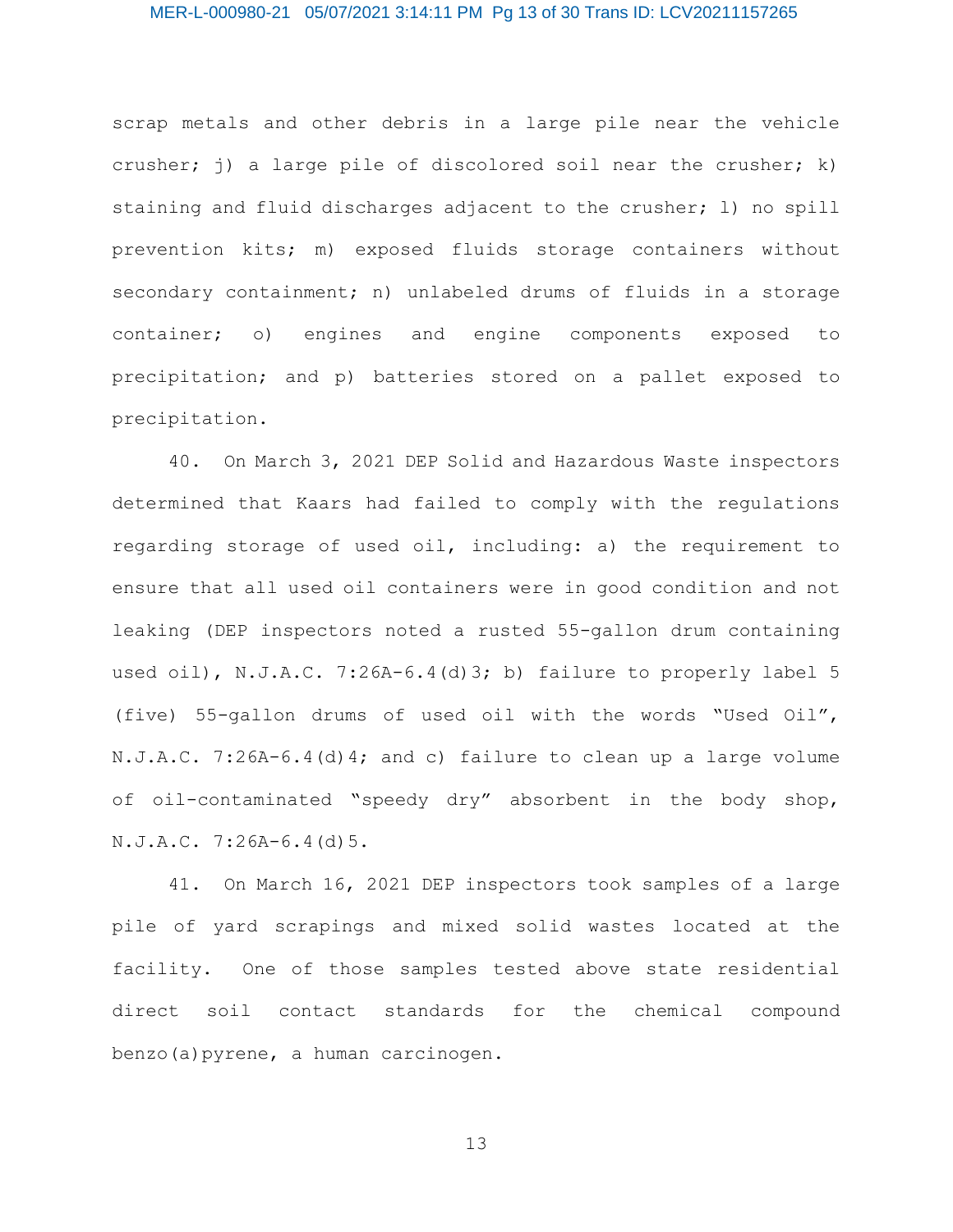scrap metals and other debris in a large pile near the vehicle crusher; j) a large pile of discolored soil near the crusher; k) staining and fluid discharges adjacent to the crusher; l) no spill prevention kits; m) exposed fluids storage containers without secondary containment; n) unlabeled drums of fluids in a storage container; o) engines and engine components exposed to precipitation; and p) batteries stored on a pallet exposed to precipitation.

40. On March 3, 2021 DEP Solid and Hazardous Waste inspectors determined that Kaars had failed to comply with the regulations regarding storage of used oil, including: a) the requirement to ensure that all used oil containers were in good condition and not leaking (DEP inspectors noted a rusted 55-gallon drum containing used oil), N.J.A.C. 7:26A-6.4(d)3; b) failure to properly label 5 (five) 55-gallon drums of used oil with the words "Used Oil", N.J.A.C. 7:26A-6.4(d)4; and c) failure to clean up a large volume of oil-contaminated "speedy dry" absorbent in the body shop, N.J.A.C. 7:26A-6.4(d)5.

41. On March 16, 2021 DEP inspectors took samples of a large pile of yard scrapings and mixed solid wastes located at the facility. One of those samples tested above state residential direct soil contact standards for the chemical compound benzo(a)pyrene, a human carcinogen.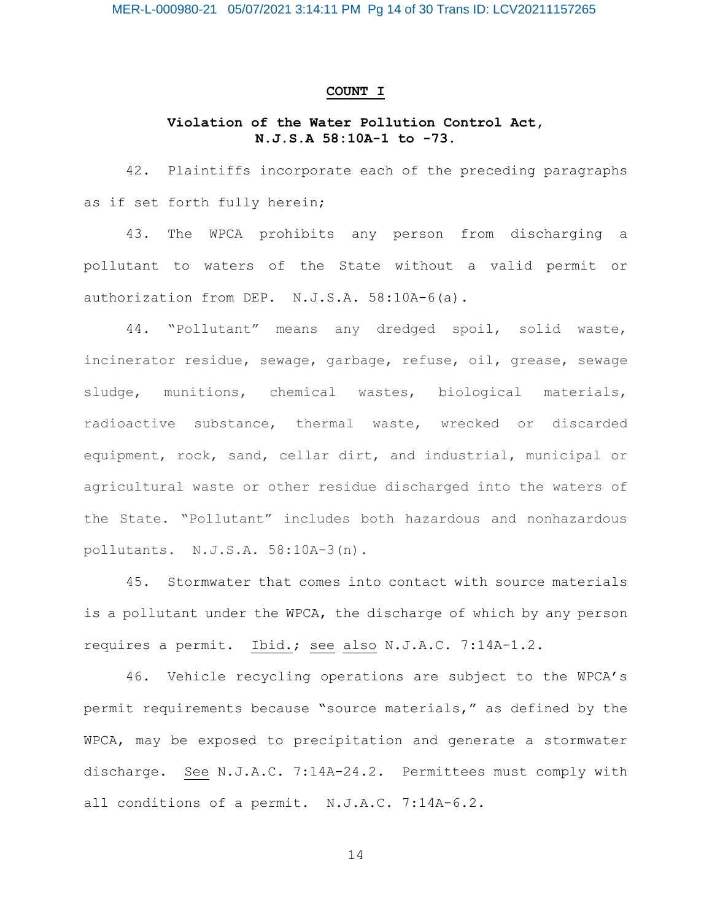**COUNT I**

**Violation of the Water Pollution Control Act, N.J.S.A 58:10A-1 to -73.**

42. Plaintiffs incorporate each of the preceding paragraphs as if set forth fully herein;

43. The WPCA prohibits any person from discharging a pollutant to waters of the State without a valid permit or authorization from DEP. N.J.S.A. 58:10A-6(a).

44. "Pollutant" means any dredged spoil, solid waste, incinerator residue, sewage, garbage, refuse, oil, grease, sewage sludge, munitions, chemical wastes, biological materials, radioactive substance, thermal waste, wrecked or discarded equipment, rock, sand, cellar dirt, and industrial, municipal or agricultural waste or other residue discharged into the waters of the State. "Pollutant" includes both hazardous and nonhazardous pollutants. N.J.S.A. 58:10A-3(n).

45. Stormwater that comes into contact with source materials is a pollutant under the WPCA, the discharge of which by any person requires a permit. Ibid.; see also N.J.A.C. 7:14A-1.2.

46. Vehicle recycling operations are subject to the WPCA's permit requirements because "source materials," as defined by the WPCA, may be exposed to precipitation and generate a stormwater discharge. See N.J.A.C. 7:14A-24.2. Permittees must comply with all conditions of a permit. N.J.A.C. 7:14A-6.2.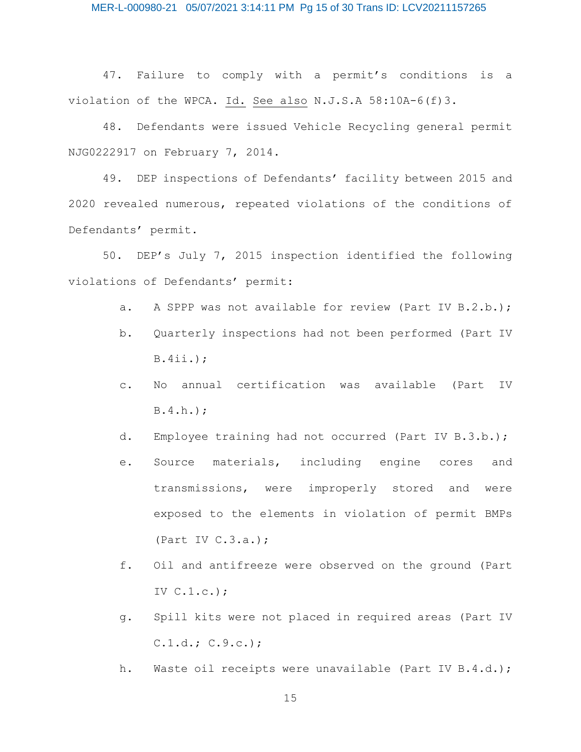47. Failure to comply with a permit's conditions is a violation of the WPCA. Id. See also N.J.S.A 58:10A-6(f)3.

48. Defendants were issued Vehicle Recycling general permit NJG0222917 on February 7, 2014.

49. DEP inspections of Defendants' facility between 2015 and 2020 revealed numerous, repeated violations of the conditions of Defendants' permit.

50. DEP's July 7, 2015 inspection identified the following violations of Defendants' permit:

a. A SPPP was not available for review (Part IV B.2.b.);

b. Quarterly inspections had not been performed (Part IV B.4ii.);

c. No annual certification was available (Part IV B.4.h.);

d. Employee training had not occurred (Part IV B.3.b.);

e. Source materials, including engine cores and transmissions, were improperly stored and were exposed to the elements in violation of permit BMPs (Part IV C.3.a.);

f. Oil and antifreeze were observed on the ground (Part IV C.1.c.);

g. Spill kits were not placed in required areas (Part IV C.1.d.; C.9.c.);

h. Waste oil receipts were unavailable (Part IV B.4.d.);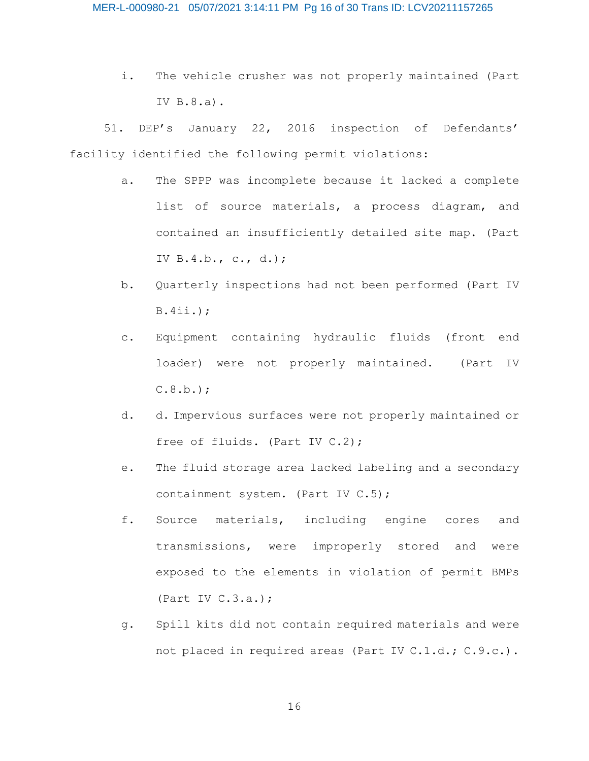i. The vehicle crusher was not properly maintained (Part IV B.8.a).

51. DEP's January 22, 2016 inspection of Defendants' facility identified the following permit violations:

a. The SPPP was incomplete because it lacked a complete list of source materials, a process diagram, and contained an insufficiently detailed site map. (Part IV B.4.b., c., d.);

b. Quarterly inspections had not been performed (Part IV B.4ii.);

c. Equipment containing hydraulic fluids (front end loader) were not properly maintained. (Part IV C.8.b.);

d. d. Impervious surfaces were not properly maintained or free of fluids. (Part IV C.2);

e. The fluid storage area lacked labeling and a secondary containment system. (Part IV C.5);

f. Source materials, including engine cores and transmissions, were improperly stored and were exposed to the elements in violation of permit BMPs (Part IV C.3.a.);

g. Spill kits did not contain required materials and were not placed in required areas (Part IV C.1.d.; C.9.c.).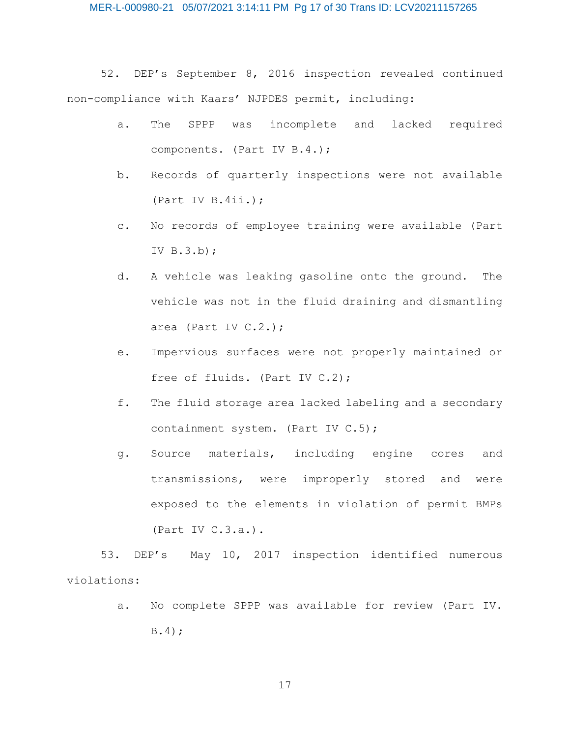52. DEP's September 8, 2016 inspection revealed continued non-compliance with Kaars' NJPDES permit, including:

a. The SPPP was incomplete and lacked required components. (Part IV B.4.);

b. Records of quarterly inspections were not available (Part IV B.4ii.);

c. No records of employee training were available (Part IV B.3.b);

d. A vehicle was leaking gasoline onto the ground. The vehicle was not in the fluid draining and dismantling area (Part IV C.2.);

e. Impervious surfaces were not properly maintained or free of fluids. (Part IV C.2);

f. The fluid storage area lacked labeling and a secondary containment system. (Part IV C.5);

g. Source materials, including engine cores and transmissions, were improperly stored and were exposed to the elements in violation of permit BMPs (Part IV C.3.a.).

53. DEP's May 10, 2017 inspection identified numerous violations:

a. No complete SPPP was available for review (Part IV. B.4);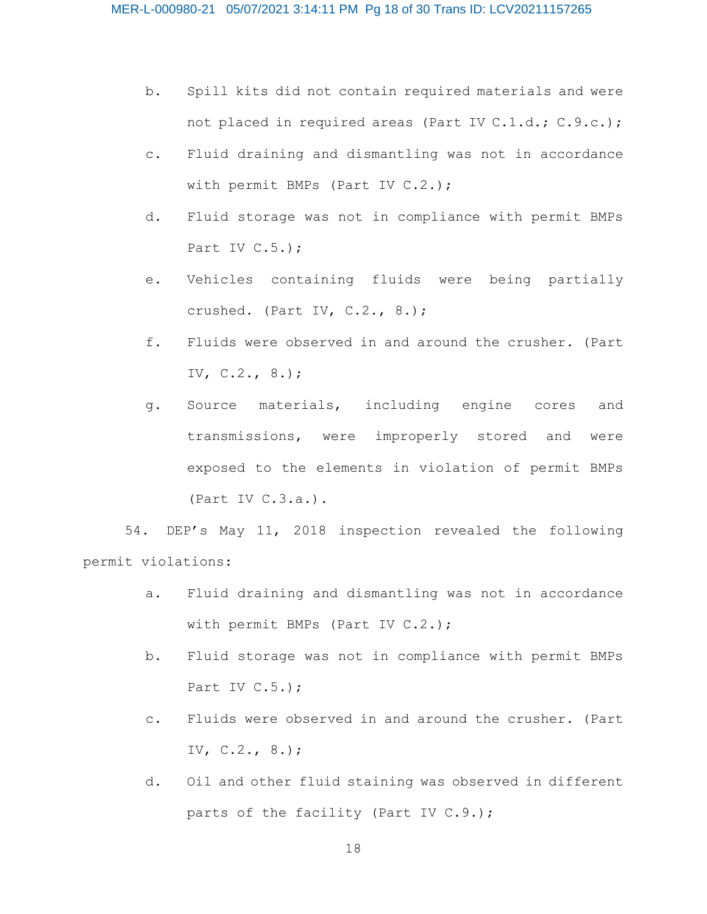b. Spill kits did not contain required materials and were not placed in required areas (Part IV C.1.d.; C.9.c.);

c. Fluid draining and dismantling was not in accordance with permit BMPs (Part IV C.2.);

d. Fluid storage was not in compliance with permit BMPs Part IV C.5.);

e. Vehicles containing fluids were being partially crushed. (Part IV, C.2., 8.);

f. Fluids were observed in and around the crusher. (Part IV, C.2., 8.);

g. Source materials, including engine cores and transmissions, were improperly stored and were exposed to the elements in violation of permit BMPs (Part IV C.3.a.).

54. DEP's May 11, 2018 inspection revealed the following permit violations:

a. Fluid draining and dismantling was not in accordance with permit BMPs (Part IV C.2.);

b. Fluid storage was not in compliance with permit BMPs Part IV C.5.);

c. Fluids were observed in and around the crusher. (Part IV, C.2., 8.);

d. Oil and other fluid staining was observed in different parts of the facility (Part IV C.9.);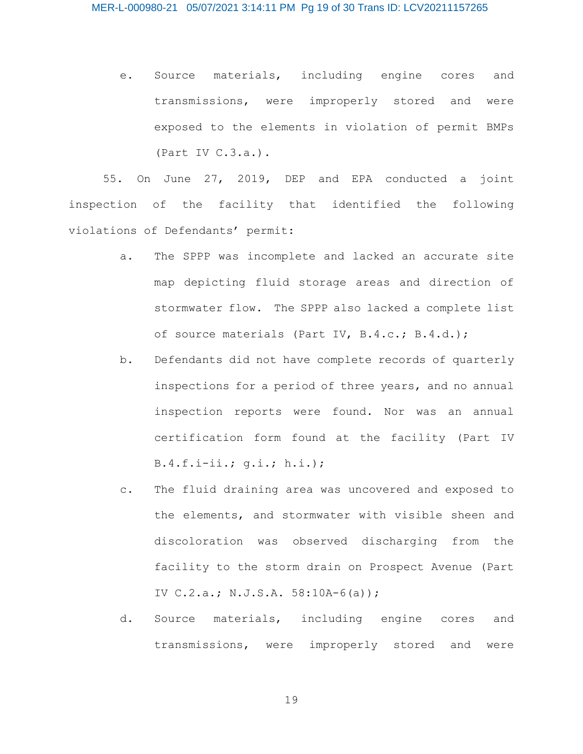e. Source materials, including engine cores and transmissions, were improperly stored and were exposed to the elements in violation of permit BMPs (Part IV C.3.a.).

55. On June 27, 2019, DEP and EPA conducted a joint inspection of the facility that identified the following violations of Defendants' permit:

a. The SPPP was incomplete and lacked an accurate site map depicting fluid storage areas and direction of stormwater flow. The SPPP also lacked a complete list of source materials (Part IV, B.4.c.; B.4.d.);

b. Defendants did not have complete records of quarterly inspections for a period of three years, and no annual inspection reports were found. Nor was an annual certification form found at the facility (Part IV B.4.f.i-ii.; g.i.; h.i.);

c. The fluid draining area was uncovered and exposed to the elements, and stormwater with visible sheen and discoloration was observed discharging from the facility to the storm drain on Prospect Avenue (Part IV C.2.a.; N.J.S.A. 58:10A-6(a));

d. Source materials, including engine cores and transmissions, were improperly stored and were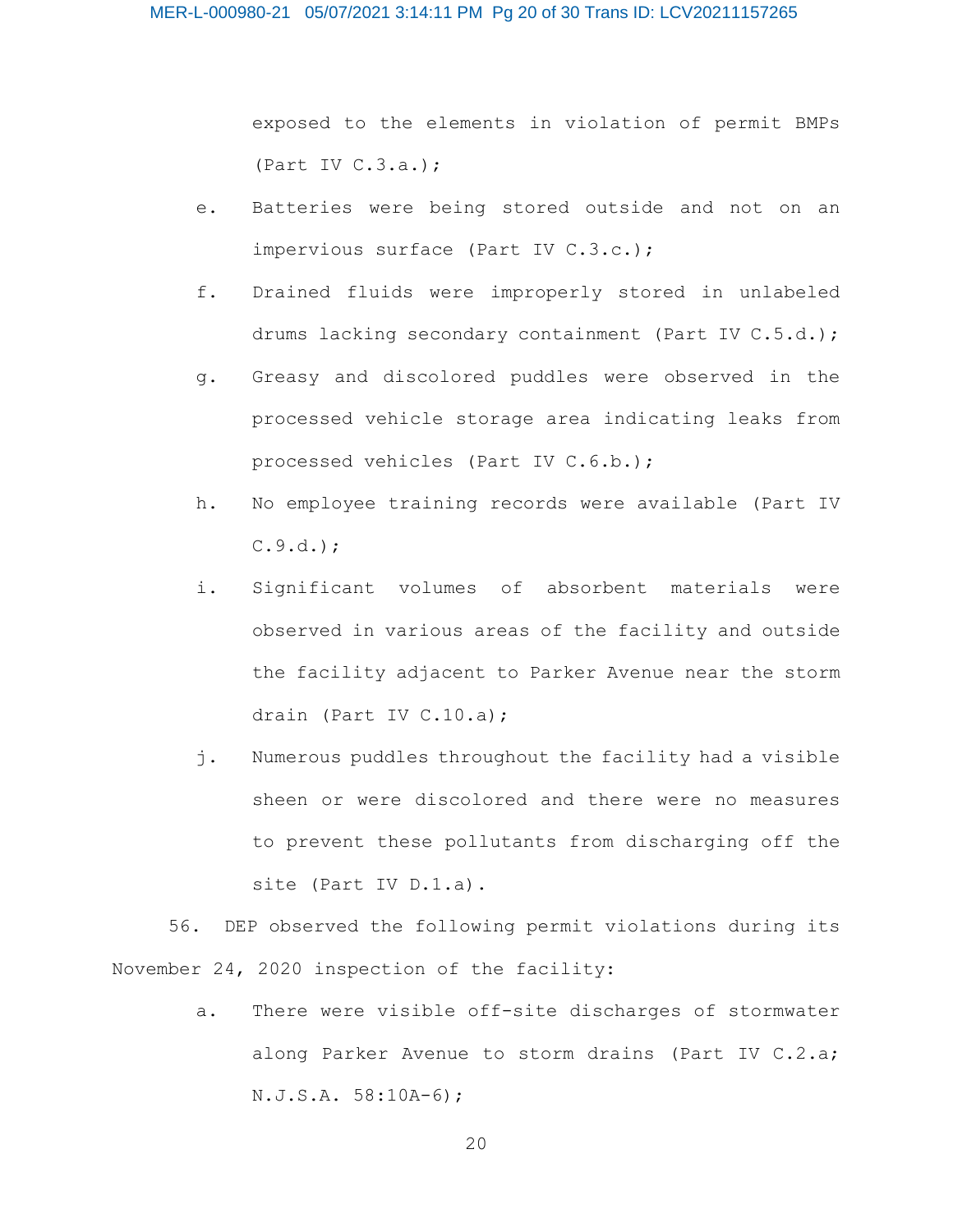exposed to the elements in violation of permit BMPs (Part IV C.3.a.);

e. Batteries were being stored outside and not on an impervious surface (Part IV C.3.c.);

f. Drained fluids were improperly stored in unlabeled drums lacking secondary containment (Part IV C.5.d.);

g. Greasy and discolored puddles were observed in the processed vehicle storage area indicating leaks from processed vehicles (Part IV C.6.b.);

h. No employee training records were available (Part IV C.9.d.);

i. Significant volumes of absorbent materials were observed in various areas of the facility and outside the facility adjacent to Parker Avenue near the storm drain (Part IV C.10.a);

j. Numerous puddles throughout the facility had a visible sheen or were discolored and there were no measures to prevent these pollutants from discharging off the site (Part IV D.1.a).

56. DEP observed the following permit violations during its November 24, 2020 inspection of the facility:

a. There were visible off-site discharges of stormwater along Parker Avenue to storm drains (Part IV C.2.a; N.J.S.A. 58:10A-6);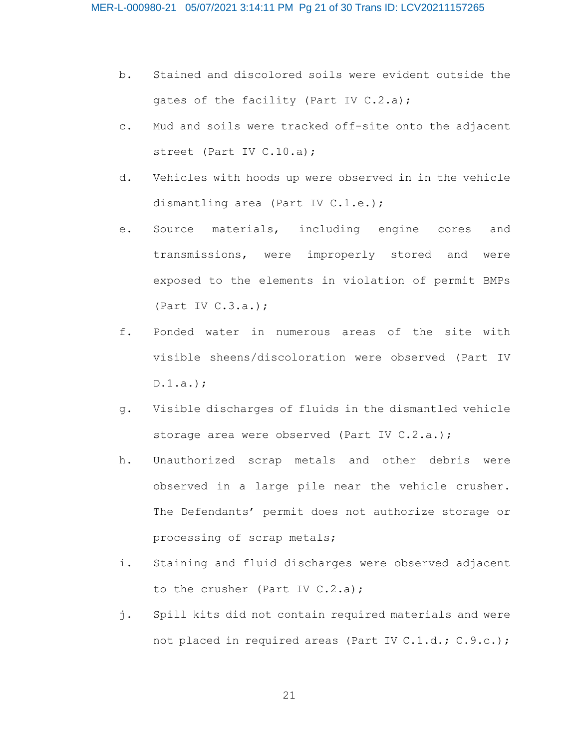b. Stained and discolored soils were evident outside the gates of the facility (Part IV C.2.a);

c. Mud and soils were tracked off-site onto the adjacent street (Part IV C.10.a);

d. Vehicles with hoods up were observed in in the vehicle dismantling area (Part IV C.1.e.);

e. Source materials, including engine cores and transmissions, were improperly stored and were exposed to the elements in violation of permit BMPs (Part IV C.3.a.);

f. Ponded water in numerous areas of the site with visible sheens/discoloration were observed (Part IV D.1.a.);

g. Visible discharges of fluids in the dismantled vehicle storage area were observed (Part IV C.2.a.);

h. Unauthorized scrap metals and other debris were observed in a large pile near the vehicle crusher. The Defendants' permit does not authorize storage or processing of scrap metals;

i. Staining and fluid discharges were observed adjacent to the crusher (Part IV C.2.a);

j. Spill kits did not contain required materials and were not placed in required areas (Part IV C.1.d.; C.9.c.);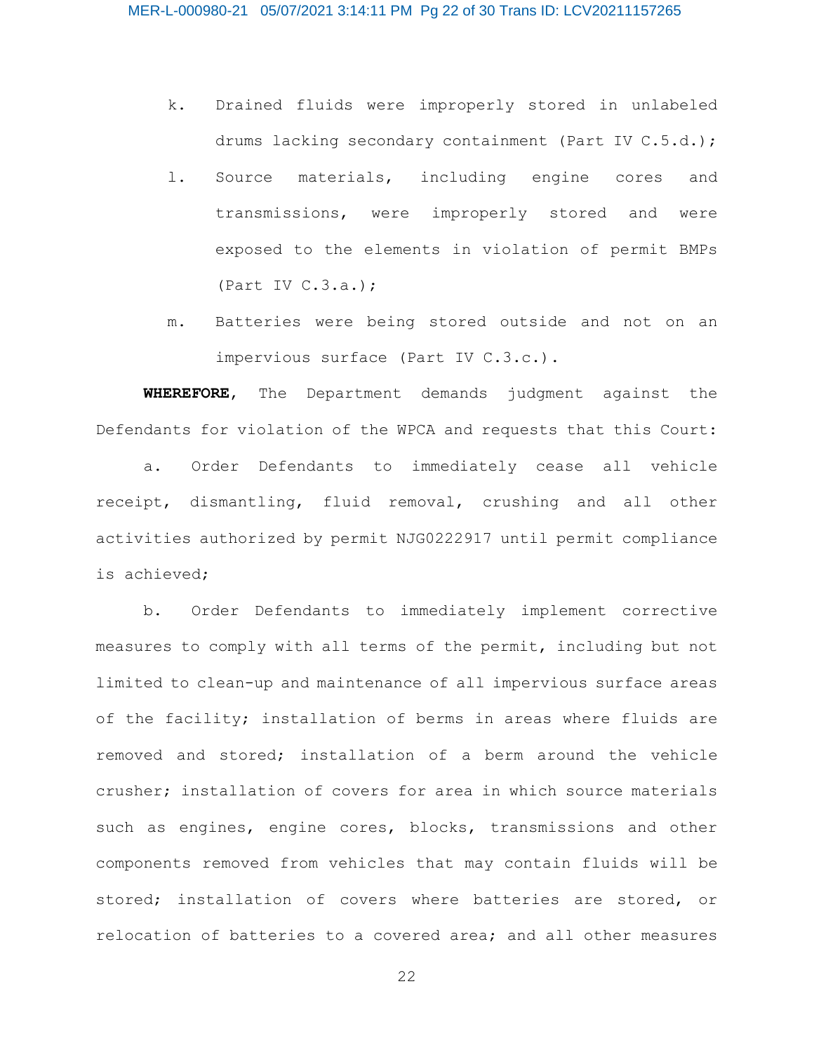k. Drained fluids were improperly stored in unlabeled drums lacking secondary containment (Part IV C.5.d.);

l. Source materials, including engine cores and transmissions, were improperly stored and were exposed to the elements in violation of permit BMPs (Part IV C.3.a.);

m. Batteries were being stored outside and not on an impervious surface (Part IV C.3.c.).

**WHEREFORE**, The Department demands judgment against the Defendants for violation of the WPCA and requests that this Court:

a. Order Defendants to immediately cease all vehicle receipt, dismantling, fluid removal, crushing and all other activities authorized by permit NJG0222917 until permit compliance is achieved;

b. Order Defendants to immediately implement corrective measures to comply with all terms of the permit, including but not limited to clean-up and maintenance of all impervious surface areas of the facility; installation of berms in areas where fluids are removed and stored; installation of a berm around the vehicle crusher; installation of covers for area in which source materials such as engines, engine cores, blocks, transmissions and other components removed from vehicles that may contain fluids will be stored; installation of covers where batteries are stored, or relocation of batteries to a covered area; and all other measures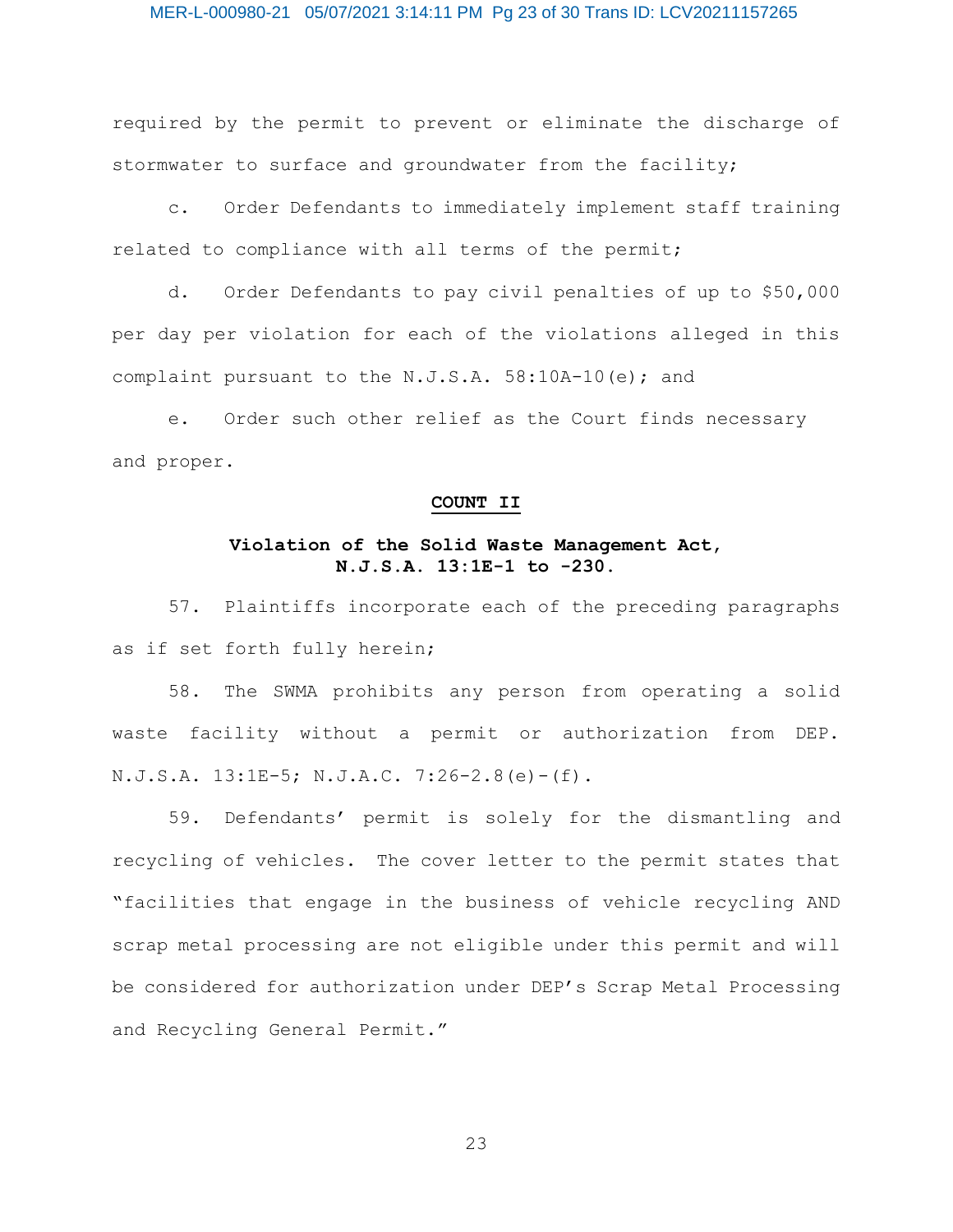required by the permit to prevent or eliminate the discharge of stormwater to surface and groundwater from the facility;

c. Order Defendants to immediately implement staff training related to compliance with all terms of the permit;

d. Order Defendants to pay civil penalties of up to $50,000 per day per violation for each of the violations alleged in this complaint pursuant to the N.J.S.A. 58:10A-10(e); and

e. Order such other relief as the Court finds necessary and proper.

## COUNT II

### Violation of the Solid Waste Management Act, N.J.S.A. 13:1E-1 to -230.

57. Plaintiffs incorporate each of the preceding paragraphs as if set forth fully herein;

58. The SWMA prohibits any person from operating a solid waste facility without a permit or authorization from DEP. N.J.S.A. 13:1E-5; N.J.A.C. 7:26-2.8(e)-(f).

59. Defendants' permit is solely for the dismantling and recycling of vehicles. The cover letter to the permit states that "facilities that engage in the business of vehicle recycling AND scrap metal processing are not eligible under this permit and will be considered for authorization under DEP's Scrap Metal Processing and Recycling General Permit."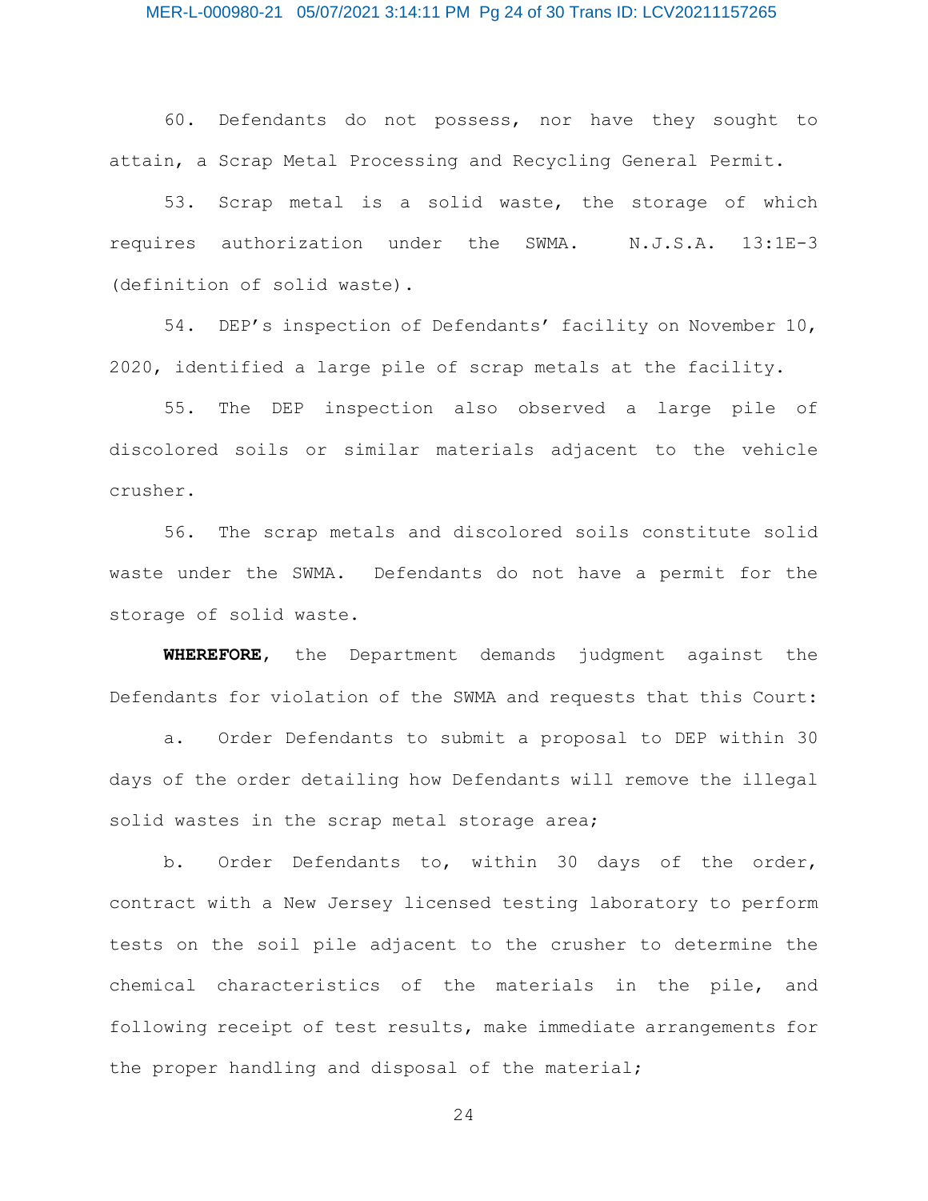60. Defendants do not possess, nor have they sought to attain, a Scrap Metal Processing and Recycling General Permit.

53. Scrap metal is a solid waste, the storage of which requires authorization under the SWMA. N.J.S.A. 13:1E-3 (definition of solid waste).

54. DEP's inspection of Defendants' facility on November 10, 2020, identified a large pile of scrap metals at the facility.

55. The DEP inspection also observed a large pile of discolored soils or similar materials adjacent to the vehicle crusher.

56. The scrap metals and discolored soils constitute solid waste under the SWMA. Defendants do not have a permit for the storage of solid waste.

**WHEREFORE**, the Department demands judgment against the Defendants for violation of the SWMA and requests that this Court:

a. Order Defendants to submit a proposal to DEP within 30 days of the order detailing how Defendants will remove the illegal solid wastes in the scrap metal storage area;

b. Order Defendants to, within 30 days of the order, contract with a New Jersey licensed testing laboratory to perform tests on the soil pile adjacent to the crusher to determine the chemical characteristics of the materials in the pile, and following receipt of test results, make immediate arrangements for the proper handling and disposal of the material;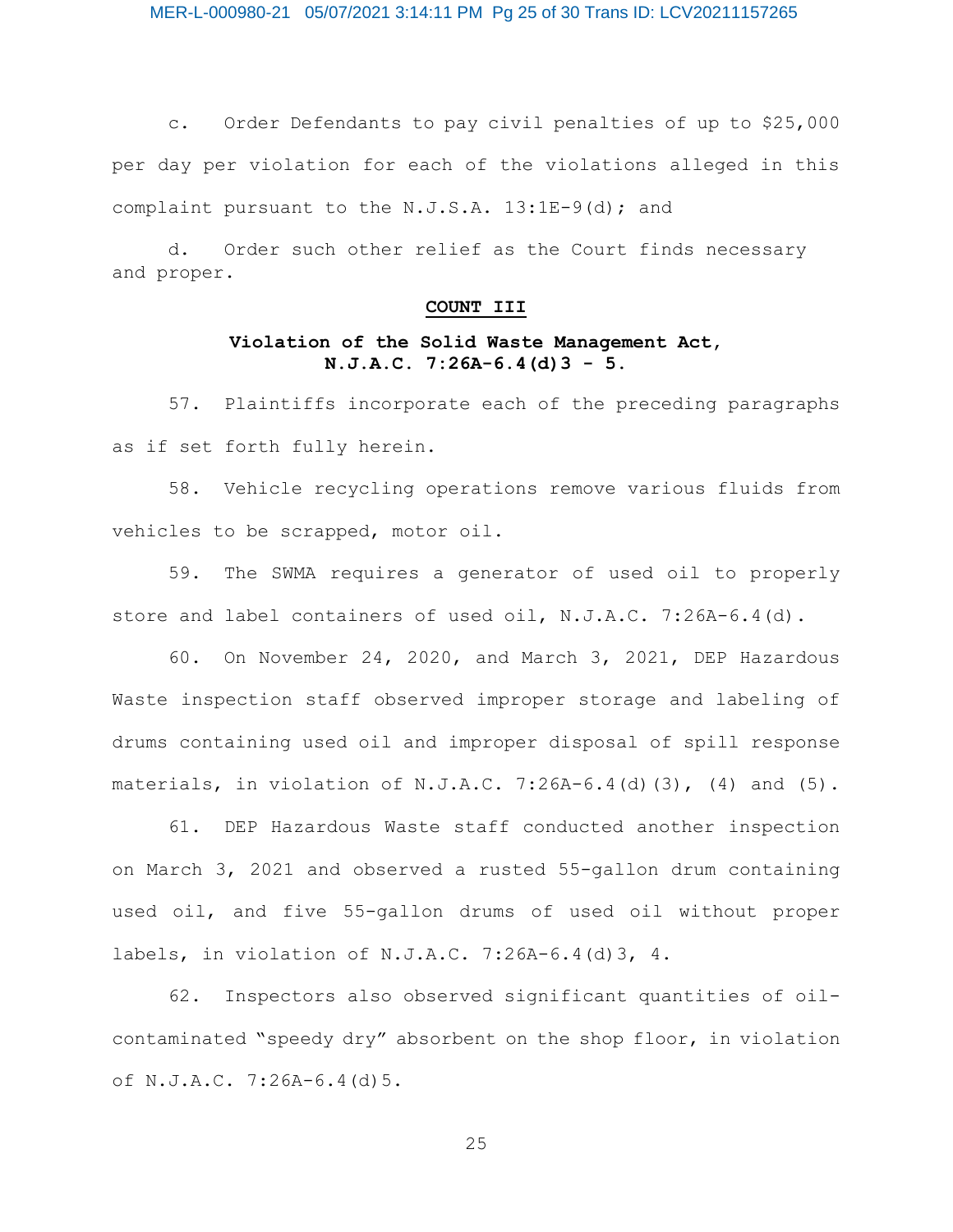c. Order Defendants to pay civil penalties of up to $25,000 per day per violation for each of the violations alleged in this complaint pursuant to the N.J.S.A. 13:1E-9(d); and

d. Order such other relief as the Court finds necessary and proper.

**COUNT III**

**Violation of the Solid Waste Management Act, N.J.A.C. 7:26A-6.4(d)3 - 5.**

57. Plaintiffs incorporate each of the preceding paragraphs as if set forth fully herein.

58. Vehicle recycling operations remove various fluids from vehicles to be scrapped, motor oil.

59. The SWMA requires a generator of used oil to properly store and label containers of used oil, N.J.A.C. 7:26A-6.4(d).

60. On November 24, 2020, and March 3, 2021, DEP Hazardous Waste inspection staff observed improper storage and labeling of drums containing used oil and improper disposal of spill response materials, in violation of N.J.A.C. 7:26A-6.4(d)(3), (4) and (5).

61. DEP Hazardous Waste staff conducted another inspection on March 3, 2021 and observed a rusted 55-gallon drum containing used oil, and five 55-gallon drums of used oil without proper labels, in violation of N.J.A.C. 7:26A-6.4(d)3, 4.

62. Inspectors also observed significant quantities of oil-contaminated "speedy dry" absorbent on the shop floor, in violation of N.J.A.C. 7:26A-6.4(d)5.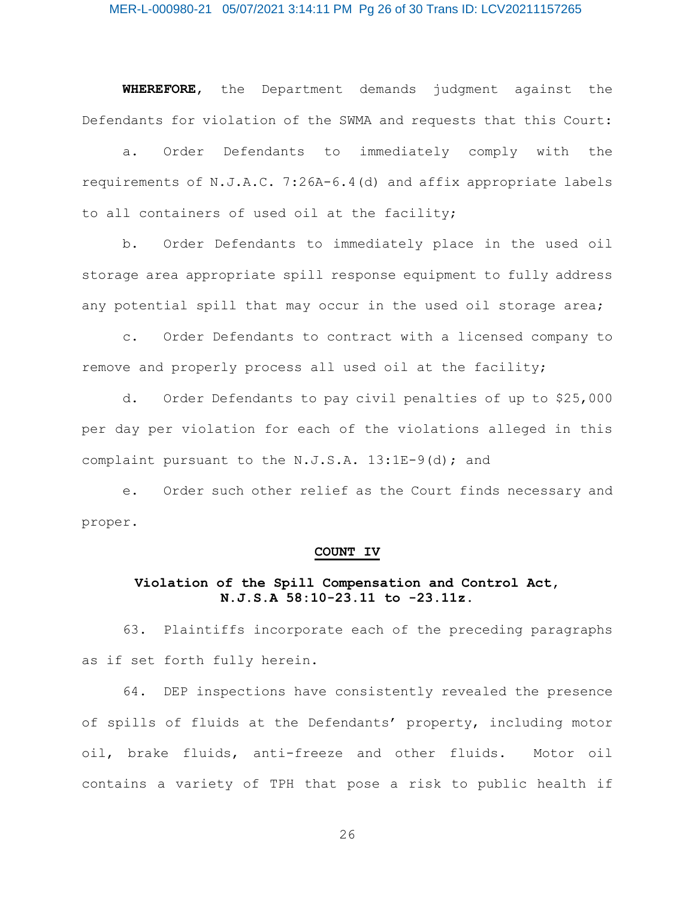**WHEREFORE**, the Department demands judgment against the Defendants for violation of the SWMA and requests that this Court:

a. Order Defendants to immediately comply with the requirements of N.J.A.C. 7:26A-6.4(d) and affix appropriate labels to all containers of used oil at the facility;

b. Order Defendants to immediately place in the used oil storage area appropriate spill response equipment to fully address any potential spill that may occur in the used oil storage area;

c. Order Defendants to contract with a licensed company to remove and properly process all used oil at the facility;

d. Order Defendants to pay civil penalties of up to $25,000 per day per violation for each of the violations alleged in this complaint pursuant to the N.J.S.A. 13:1E-9(d); and

e. Order such other relief as the Court finds necessary and proper.

## COUNT IV

### Violation of the Spill Compensation and Control Act, N.J.S.A 58:10-23.11 to -23.11z.

63. Plaintiffs incorporate each of the preceding paragraphs as if set forth fully herein.

64. DEP inspections have consistently revealed the presence of spills of fluids at the Defendants' property, including motor oil, brake fluids, anti-freeze and other fluids. Motor oil contains a variety of TPH that pose a risk to public health if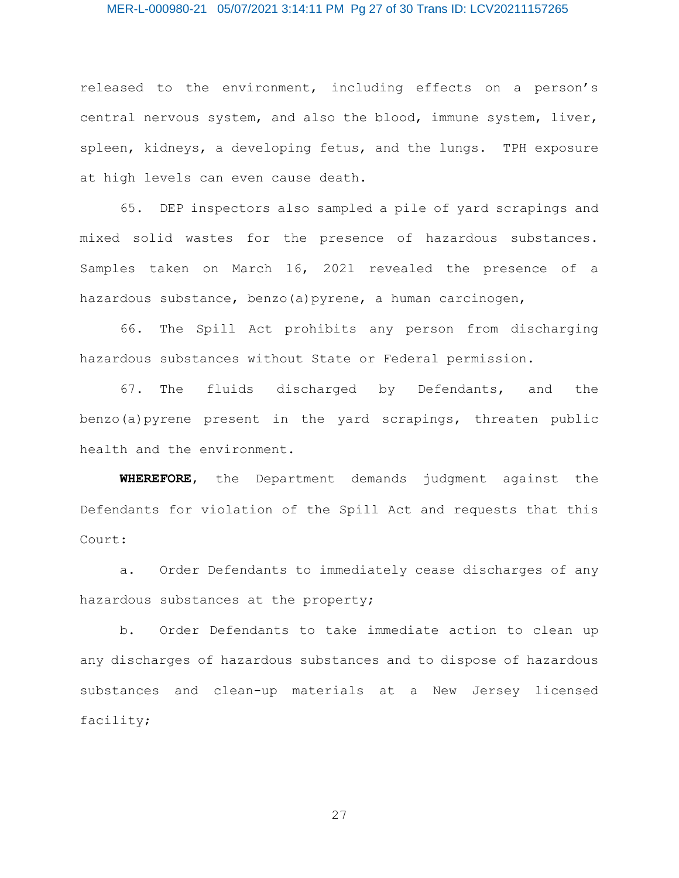released to the environment, including effects on a person's central nervous system, and also the blood, immune system, liver, spleen, kidneys, a developing fetus, and the lungs. TPH exposure at high levels can even cause death.

65. DEP inspectors also sampled a pile of yard scrapings and mixed solid wastes for the presence of hazardous substances. Samples taken on March 16, 2021 revealed the presence of a hazardous substance, benzo(a)pyrene, a human carcinogen,

66. The Spill Act prohibits any person from discharging hazardous substances without State or Federal permission.

67. The fluids discharged by Defendants, and the benzo(a)pyrene present in the yard scrapings, threaten public health and the environment.

**WHEREFORE**, the Department demands judgment against the Defendants for violation of the Spill Act and requests that this Court:

a. Order Defendants to immediately cease discharges of any hazardous substances at the property;

b. Order Defendants to take immediate action to clean up any discharges of hazardous substances and to dispose of hazardous substances and clean-up materials at a New Jersey licensed facility;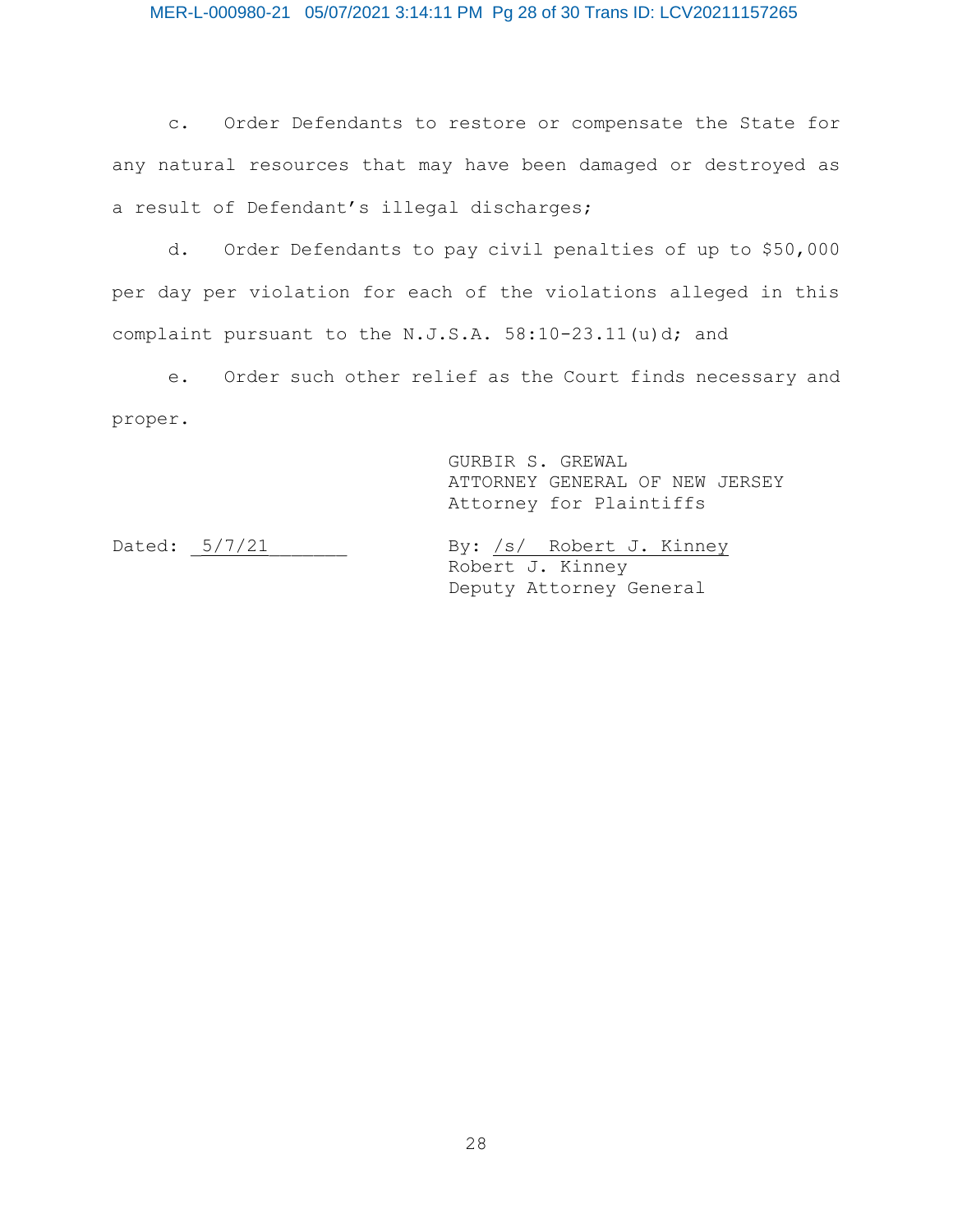c. Order Defendants to restore or compensate the State for any natural resources that may have been damaged or destroyed as a result of Defendant's illegal discharges;

d. Order Defendants to pay civil penalties of up to $50,000 per day per violation for each of the violations alleged in this complaint pursuant to the N.J.S.A. 58:10-23.11(u)d; and

e. Order such other relief as the Court finds necessary and proper.

GURBIR S. GREWAL  
ATTORNEY GENERAL OF NEW JERSEY  
Attorney for Plaintiffs

Dated: 5/7/21

By: /s/ Robert J. Kinney  
Robert J. Kinney  
Deputy Attorney General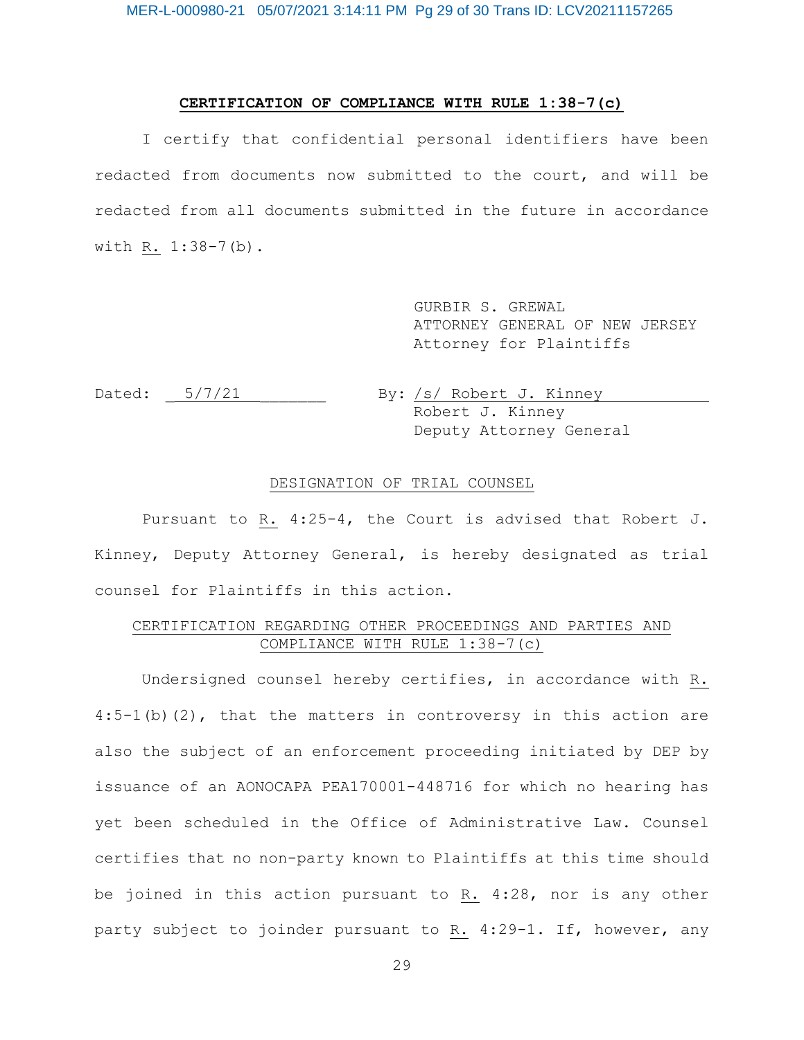**CERTIFICATION OF COMPLIANCE WITH RULE 1:38-7(c)**

I certify that confidential personal identifiers have been redacted from documents now submitted to the court, and will be redacted from all documents submitted in the future in accordance with R. 1:38-7(b).

GURBIR S. GREWAL
ATTORNEY GENERAL OF NEW JERSEY
Attorney for Plaintiffs

Dated: 5/7/21

By: /s/ Robert J. Kinney
Robert J. Kinney
Deputy Attorney General

DESIGNATION OF TRIAL COUNSEL

Pursuant to R. 4:25-4, the Court is advised that Robert J. Kinney, Deputy Attorney General, is hereby designated as trial counsel for Plaintiffs in this action.

CERTIFICATION REGARDING OTHER PROCEEDINGS AND PARTIES AND COMPLIANCE WITH RULE 1:38-7(c)

Undersigned counsel hereby certifies, in accordance with R. 4:5-1(b)(2), that the matters in controversy in this action are also the subject of an enforcement proceeding initiated by DEP by issuance of an AONOCAPA PEA170001-448716 for which no hearing has yet been scheduled in the Office of Administrative Law. Counsel certifies that no non-party known to Plaintiffs at this time should be joined in this action pursuant to R. 4:28, nor is any other party subject to joinder pursuant to R. 4:29-1. If, however, any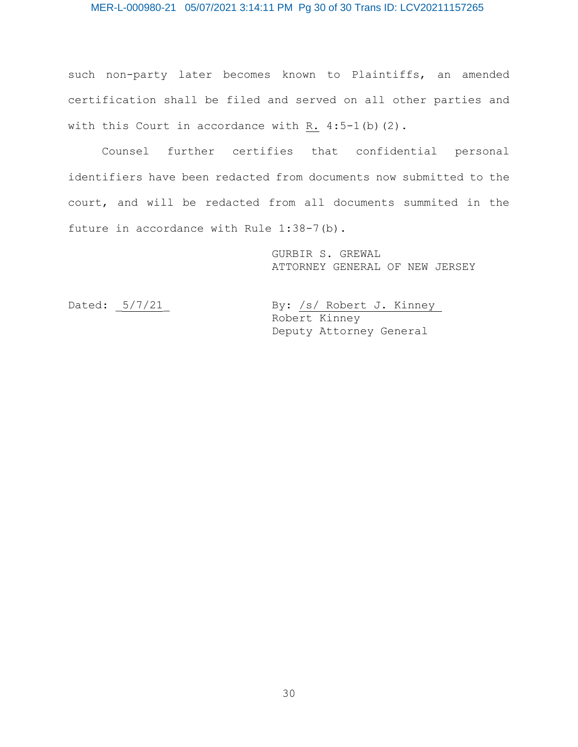such non-party later becomes known to Plaintiffs, an amended certification shall be filed and served on all other parties and with this Court in accordance with R. 4:5-1(b)(2).

Counsel further certifies that confidential personal identifiers have been redacted from documents now submitted to the court, and will be redacted from all documents summited in the future in accordance with Rule 1:38-7(b).

GURBIR S. GREWAL
ATTORNEY GENERAL OF NEW JERSEY

Dated: 5/7/21

By: /s/ Robert J. Kinney
Robert Kinney
Deputy Attorney General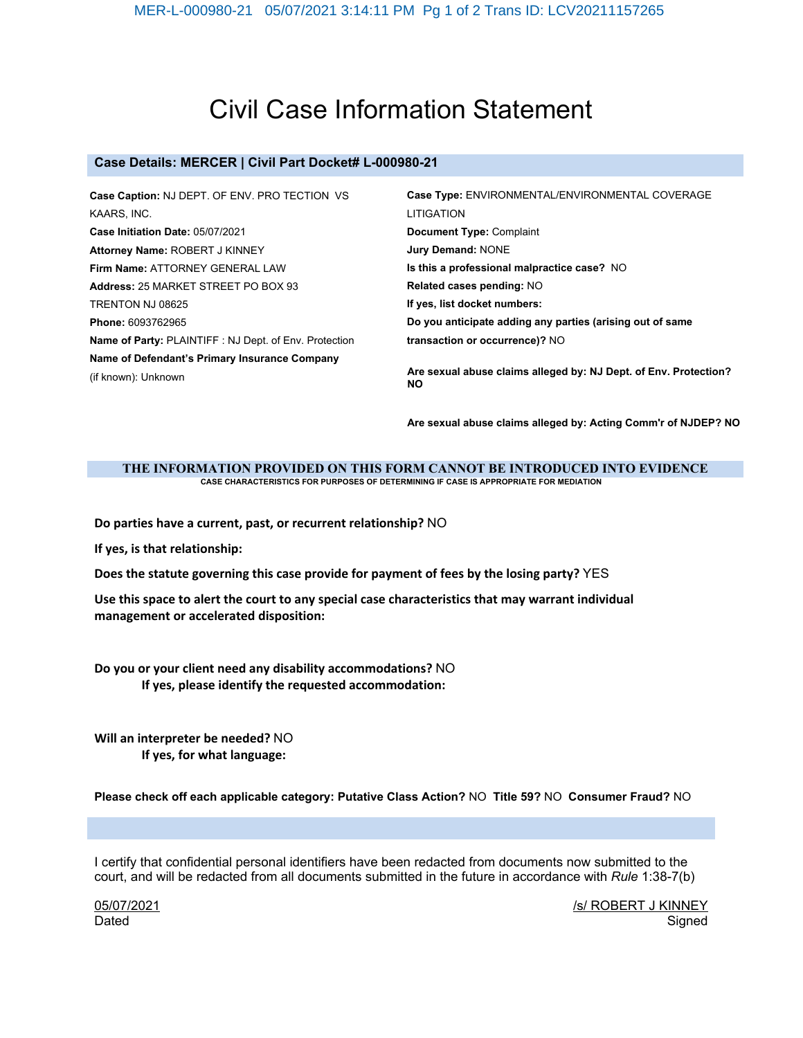# Civil Case Information Statement

## Case Details: MERCER | Civil Part Docket# L-000980-21

**Case Caption:** NJ DEPT. OF ENV. PRO TECTION VS KAARS, INC.
**Case Initiation Date:** 05/07/2021
**Attorney Name:** ROBERT J KINNEY
**Firm Name:** ATTORNEY GENERAL LAW
**Address:** 25 MARKET STREET PO BOX 93 TRENTON NJ 08625
**Phone:** 6093762965
**Name of Party:** PLAINTIFF : NJ Dept. of Env. Protection
**Name of Defendant's Primary Insurance Company** (if known): Unknown

**Case Type:** ENVIRONMENTAL/ENVIRONMENTAL COVERAGE LITIGATION
**Document Type:** Complaint
**Jury Demand:** NONE
**Is this a professional malpractice case?** NO
**Related cases pending:** NO
**If yes, list docket numbers:**
**Do you anticipate adding any parties (arising out of same transaction or occurrence)?** NO

**Are sexual abuse claims alleged by: NJ Dept. of Env. Protection? NO**

**Are sexual abuse claims alleged by: Acting Comm'r of NJDEP? NO**

**THE INFORMATION PROVIDED ON THIS FORM CANNOT BE INTRODUCED INTO EVIDENCE**
**CASE CHARACTERISTICS FOR PURPOSES OF DETERMINING IF CASE IS APPROPRIATE FOR MEDIATION**

**Do parties have a current, past, or recurrent relationship?** NO

**If yes, is that relationship:**

**Does the statute governing this case provide for payment of fees by the losing party?** YES

**Use this space to alert the court to any special case characteristics that may warrant individual management or accelerated disposition:**

**Do you or your client need any disability accommodations?** NO
**If yes, please identify the requested accommodation:**

**Will an interpreter be needed?** NO
**If yes, for what language:**

**Please check off each applicable category: Putative Class Action?** NO **Title 59?** NO **Consumer Fraud?** NO

I certify that confidential personal identifiers have been redacted from documents now submitted to the court, and will be redacted from all documents submitted in the future in accordance with *Rule* 1:38-7(b)

05/07/2021
Dated

/s/ ROBERT J KINNEY
Signed